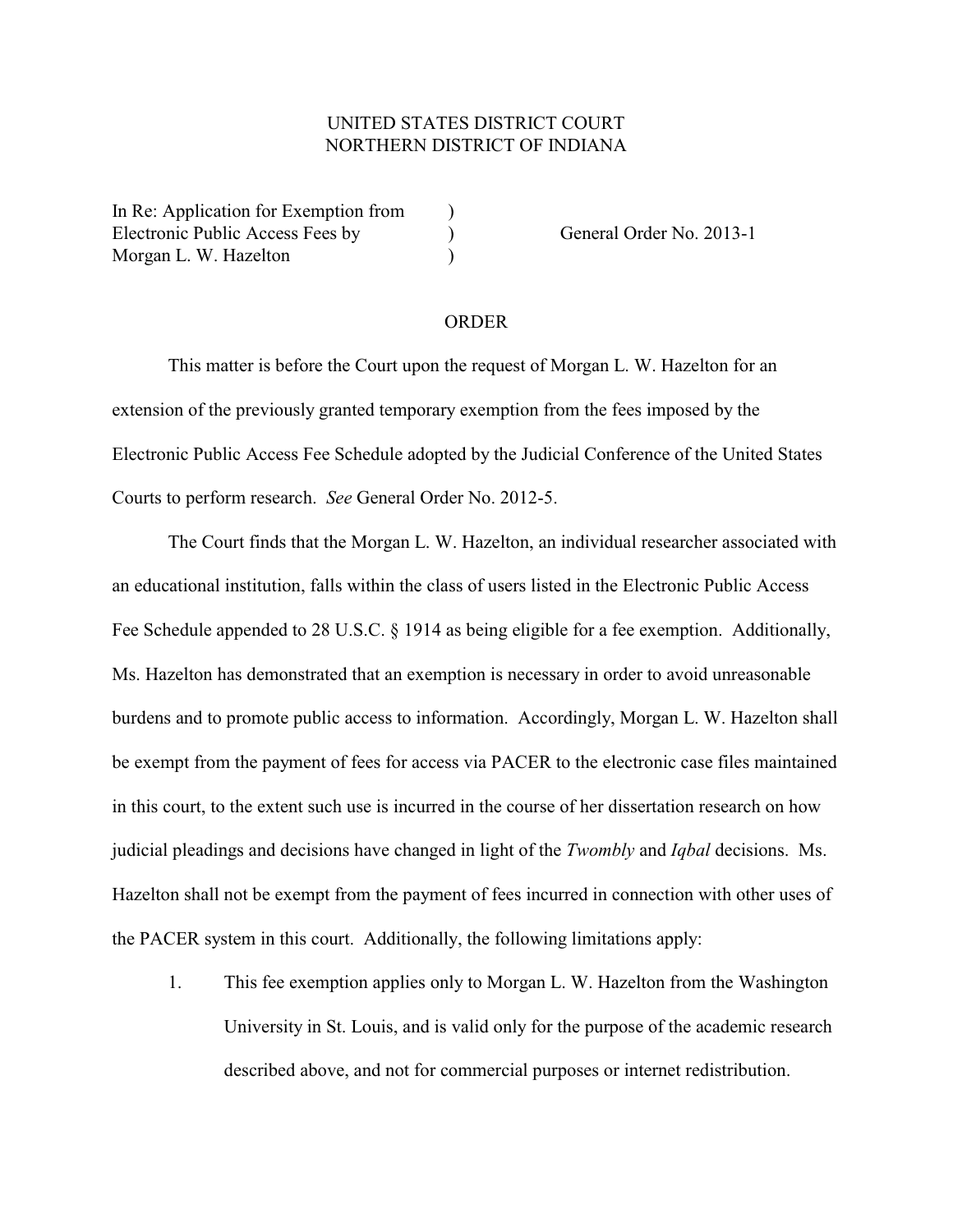UNITED STATES DISTRICT COURT
NORTHERN DISTRICT OF INDIANA

| | | |
|---|---|---|
| In Re: Application for Exemption from Electronic Public Access Fees by Morgan L. W. Hazelton | ) ) ) | General Order No. 2013-1 |

## ORDER

This matter is before the Court upon the request of Morgan L. W. Hazelton for an extension of the previously granted temporary exemption from the fees imposed by the Electronic Public Access Fee Schedule adopted by the Judicial Conference of the United States Courts to perform research. *See* General Order No. 2012-5.

The Court finds that the Morgan L. W. Hazelton, an individual researcher associated with an educational institution, falls within the class of users listed in the Electronic Public Access Fee Schedule appended to 28 U.S.C. § 1914 as being eligible for a fee exemption. Additionally, Ms. Hazelton has demonstrated that an exemption is necessary in order to avoid unreasonable burdens and to promote public access to information. Accordingly, Morgan L. W. Hazelton shall be exempt from the payment of fees for access via PACER to the electronic case files maintained in this court, to the extent such use is incurred in the course of her dissertation research on how judicial pleadings and decisions have changed in light of the *Twombly* and *Iqbal* decisions. Ms. Hazelton shall not be exempt from the payment of fees incurred in connection with other uses of the PACER system in this court. Additionally, the following limitations apply:

1. This fee exemption applies only to Morgan L. W. Hazelton from the Washington University in St. Louis, and is valid only for the purpose of the academic research described above, and not for commercial purposes or internet redistribution.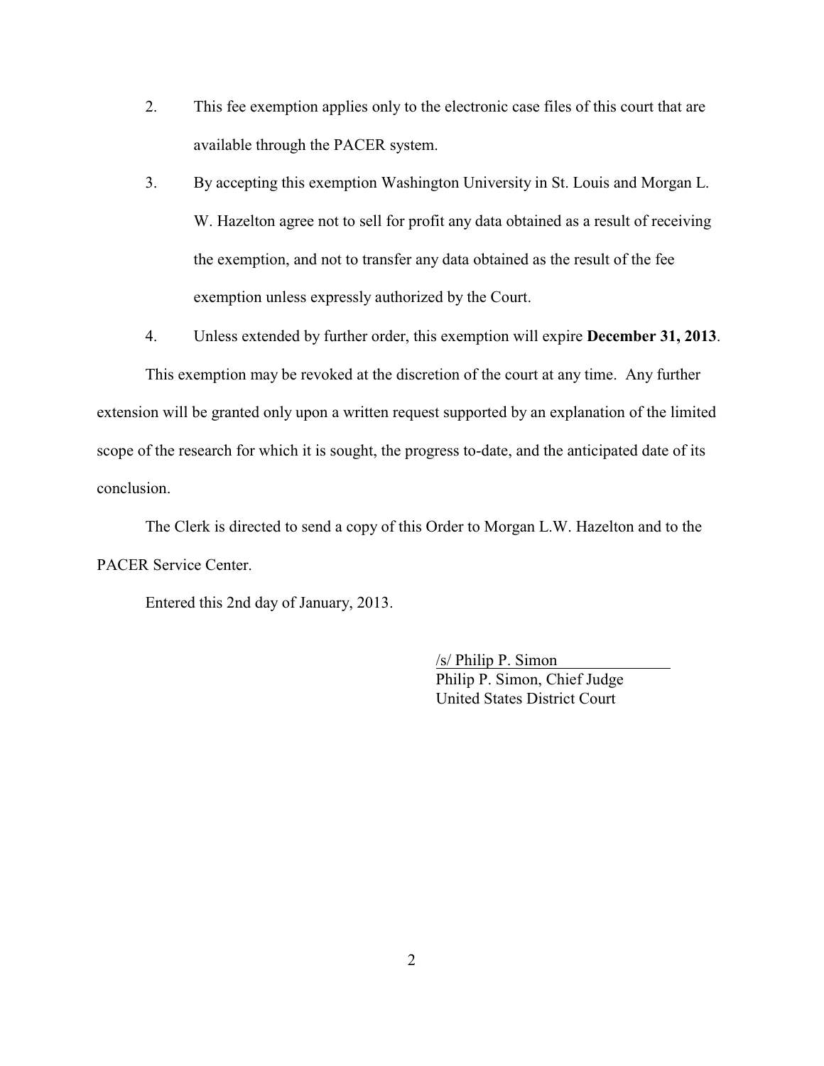2. This fee exemption applies only to the electronic case files of this court that are available through the PACER system.

3. By accepting this exemption Washington University in St. Louis and Morgan L. W. Hazelton agree not to sell for profit any data obtained as a result of receiving the exemption, and not to transfer any data obtained as the result of the fee exemption unless expressly authorized by the Court.

4. Unless extended by further order, this exemption will expire **December 31, 2013**.

This exemption may be revoked at the discretion of the court at any time. Any further extension will be granted only upon a written request supported by an explanation of the limited scope of the research for which it is sought, the progress to-date, and the anticipated date of its conclusion.

The Clerk is directed to send a copy of this Order to Morgan L.W. Hazelton and to the PACER Service Center.

Entered this 2nd day of January, 2013.

/s/ Philip P. Simon
Philip P. Simon, Chief Judge
United States District Court